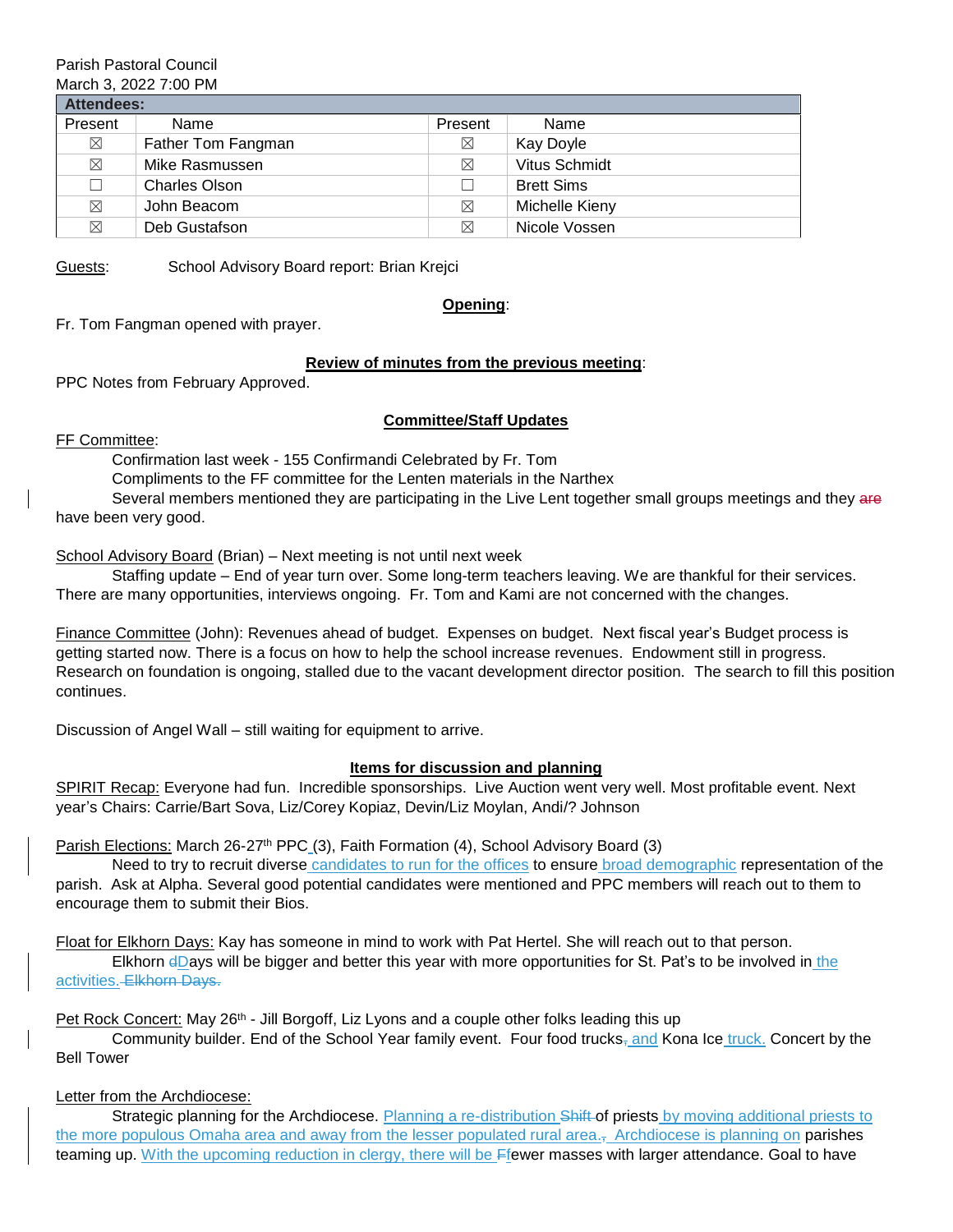Parish Pastoral Council
March 3, 2022 7:00 PM

| Attendees: | | | |
|---|---|---|---|
| Present | Name | Present | Name |
| ☒ | Father Tom Fangman | ☒ | Kay Doyle |
| ☒ | Mike Rasmussen | ☒ | Vitus Schmidt |
| ☐ | Charles Olson | ☐ | Brett Sims |
| ☒ | John Beacom | ☒ | Michelle Kieny |
| ☒ | Deb Gustafson | ☒ | Nicole Vossen |

Guests: School Advisory Board report: Brian Krejci

**Opening**:

Fr. Tom Fangman opened with prayer.

**Review of minutes from the previous meeting**:

PPC Notes from February Approved.

**Committee/Staff Updates**

FF Committee:

Confirmation last week - 155 Confirmandi Celebrated by Fr. Tom

Compliments to the FF committee for the Lenten materials in the Narthex

Several members mentioned they are participating in the Live Lent together small groups meetings and they have been very good.

School Advisory Board (Brian) – Next meeting is not until next week

Staffing update – End of year turn over. Some long-term teachers leaving. We are thankful for their services. There are many opportunities, interviews ongoing. Fr. Tom and Kami are not concerned with the changes.

Finance Committee (John): Revenues ahead of budget. Expenses on budget. Next fiscal year's Budget process is getting started now. There is a focus on how to help the school increase revenues. Endowment still in progress. Research on foundation is ongoing, stalled due to the vacant development director position. The search to fill this position continues.

Discussion of Angel Wall – still waiting for equipment to arrive.

**Items for discussion and planning**

SPIRIT Recap: Everyone had fun. Incredible sponsorships. Live Auction went very well. Most profitable event. Next year's Chairs: Carrie/Bart Sova, Liz/Corey Kopiaz, Devin/Liz Moylan, Andi/? Johnson

Parish Elections: March 26-27th PPC (3), Faith Formation (4), School Advisory Board (3)

Need to try to recruit diverse candidates to run for the offices to ensure broad demographic representation of the parish. Ask at Alpha. Several good potential candidates were mentioned and PPC members will reach out to them to encourage them to submit their Bios.

Float for Elkhorn Days: Kay has someone in mind to work with Pat Hertel. She will reach out to that person.

Elkhorn Days will be bigger and better this year with more opportunities for St. Pat's to be involved in the activities.

Pet Rock Concert: May 26th - Jill Borgoff, Liz Lyons and a couple other folks leading this up

Community builder. End of the School Year family event. Four food trucks and Kona Ice truck. Concert by the Bell Tower

Letter from the Archdiocese:

Strategic planning for the Archdiocese. Planning a re-distribution of priests by moving additional priests to the more populous Omaha area and away from the lesser populated rural area. Archdiocese is planning on parishes teaming up. With the upcoming reduction in clergy, there will be fewer masses with larger attendance. Goal to have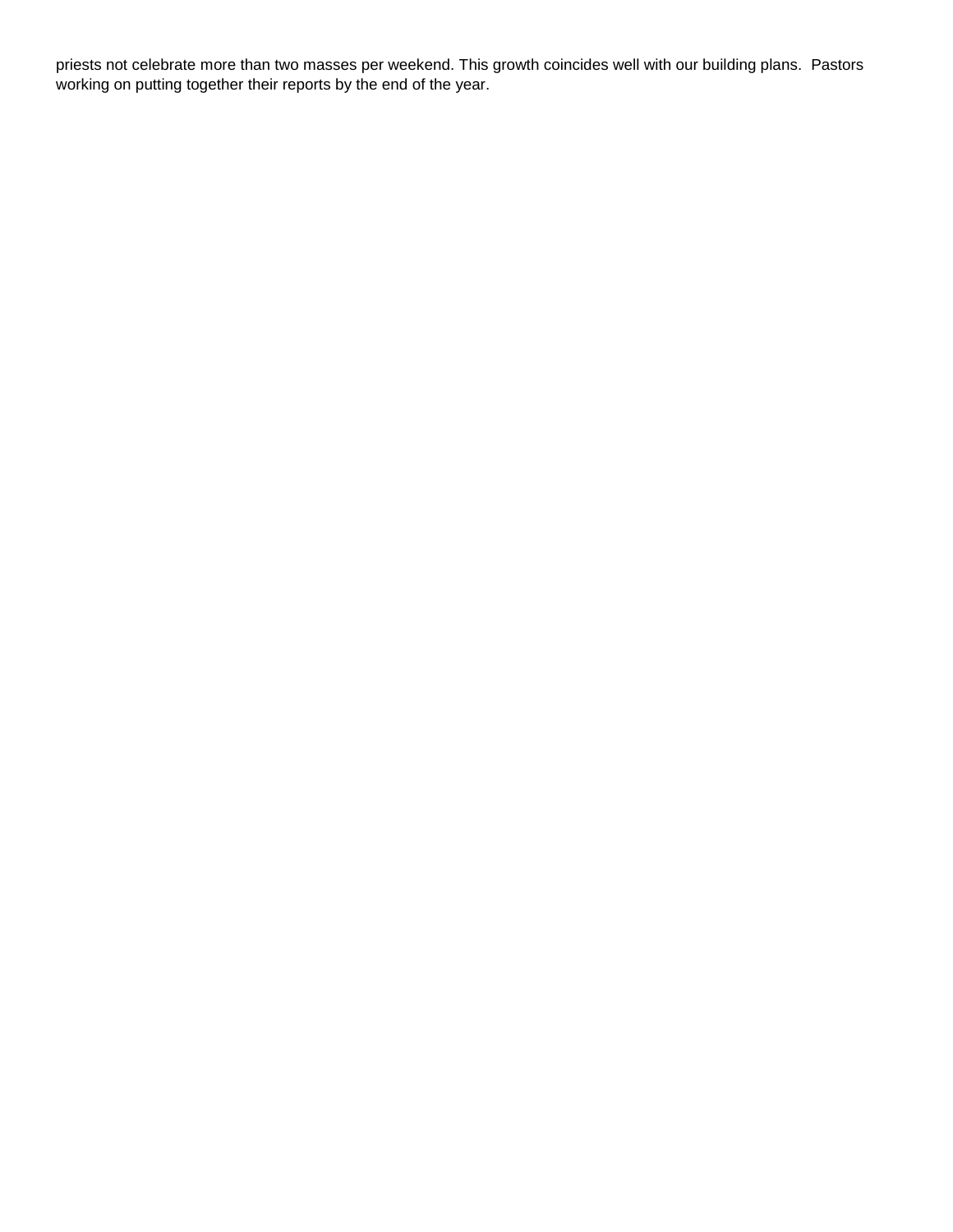priests not celebrate more than two masses per weekend. This growth coincides well with our building plans. Pastors working on putting together their reports by the end of the year.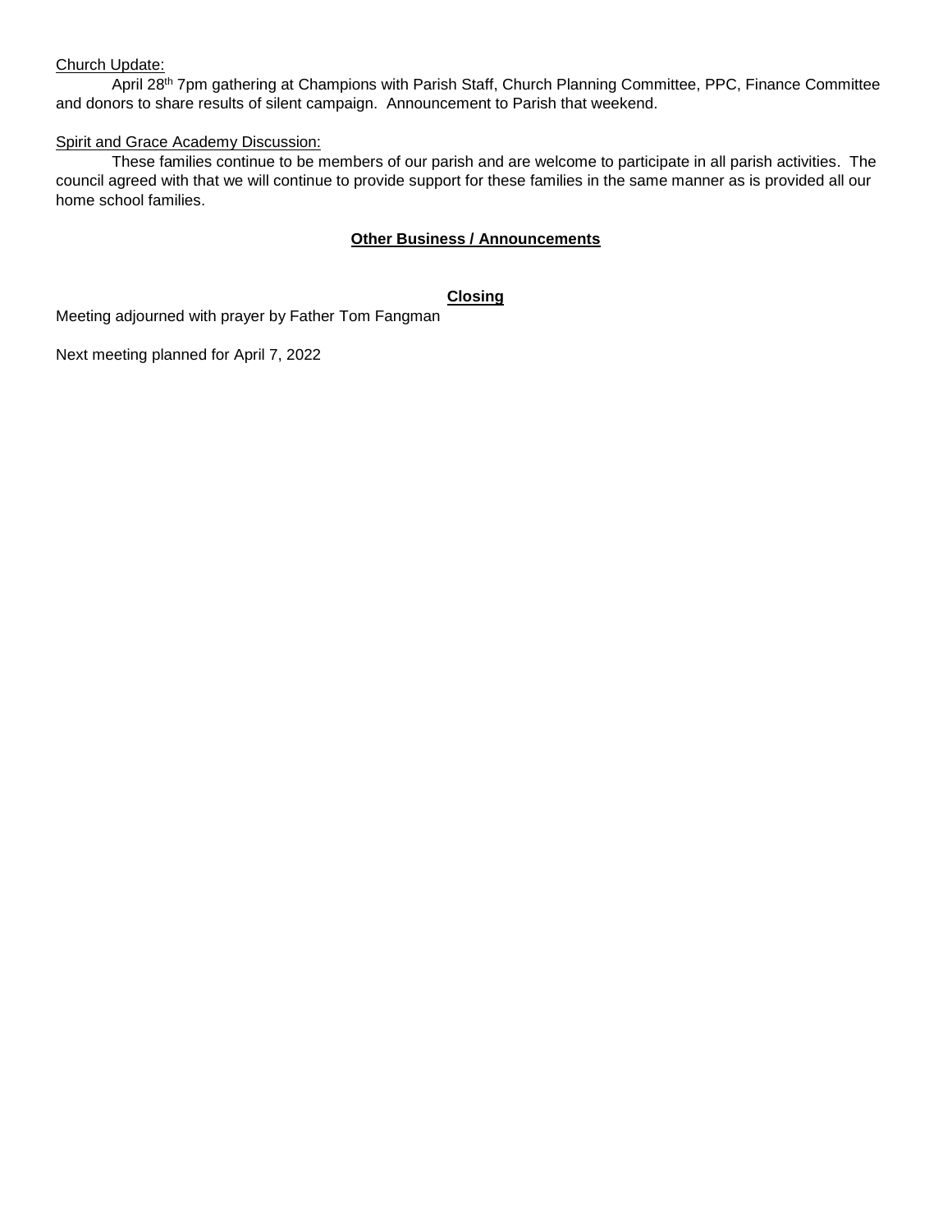Church Update:

April 28th 7pm gathering at Champions with Parish Staff, Church Planning Committee, PPC, Finance Committee and donors to share results of silent campaign. Announcement to Parish that weekend.

Spirit and Grace Academy Discussion:

These families continue to be members of our parish and are welcome to participate in all parish activities. The council agreed with that we will continue to provide support for these families in the same manner as is provided all our home school families.

**Other Business / Announcements**

**Closing**

Meeting adjourned with prayer by Father Tom Fangman

Next meeting planned for April 7, 2022